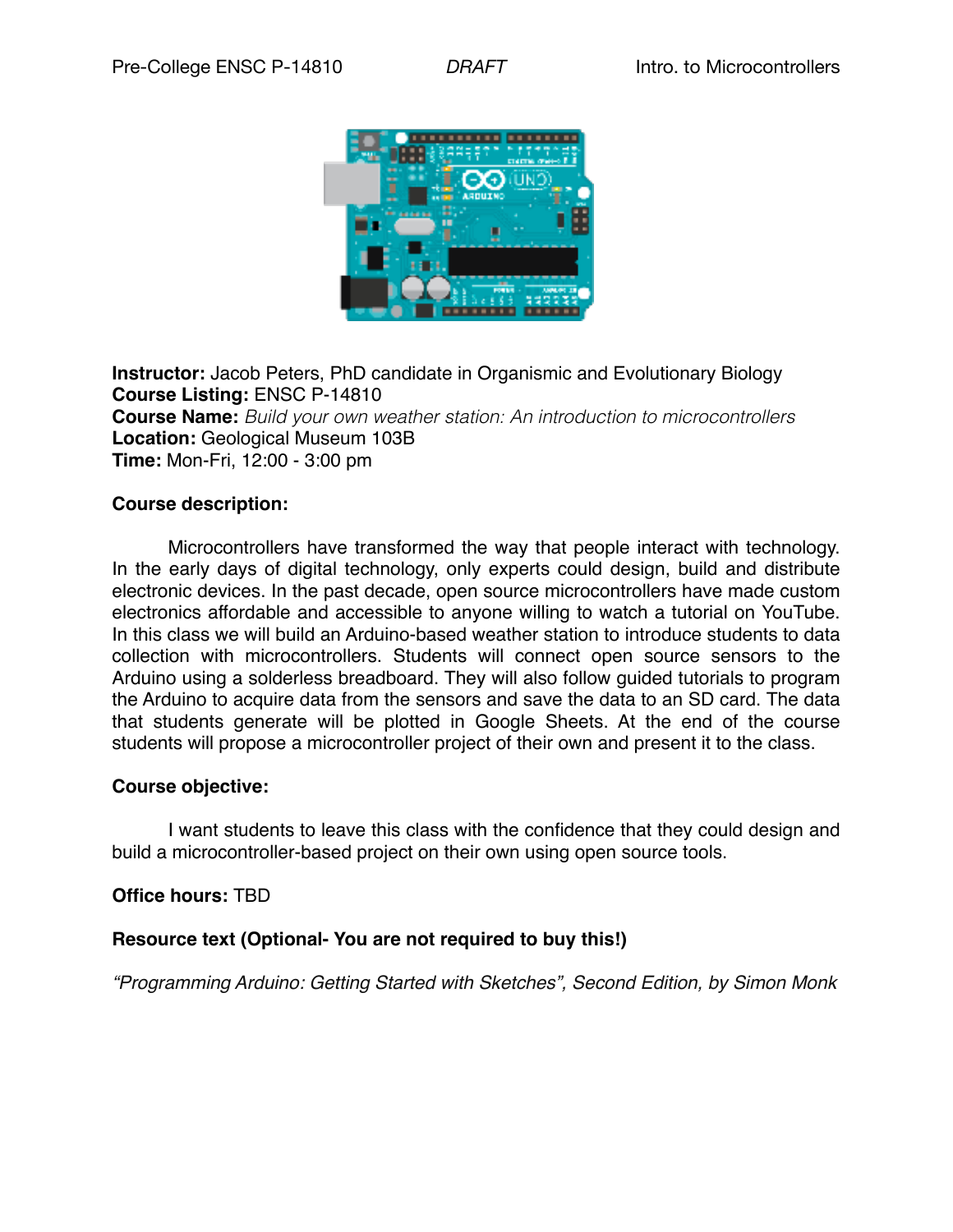**Instructor:** Jacob Peters, PhD candidate in Organismic and Evolutionary Biology
**Course Listing:** ENSC P-14810
**Course Name:** *Build your own weather station: An introduction to microcontrollers*
**Location:** Geological Museum 103B
**Time:** Mon-Fri, 12:00 - 3:00 pm

**Course description:**

Microcontrollers have transformed the way that people interact with technology. In the early days of digital technology, only experts could design, build and distribute electronic devices. In the past decade, open source microcontrollers have made custom electronics affordable and accessible to anyone willing to watch a tutorial on YouTube. In this class we will build an Arduino-based weather station to introduce students to data collection with microcontrollers. Students will connect open source sensors to the Arduino using a solderless breadboard. They will also follow guided tutorials to program the Arduino to acquire data from the sensors and save the data to an SD card. The data that students generate will be plotted in Google Sheets. At the end of the course students will propose a microcontroller project of their own and present it to the class.

**Course objective:**

I want students to leave this class with the confidence that they could design and build a microcontroller-based project on their own using open source tools.

**Office hours:** TBD

**Resource text (Optional- You are not required to buy this!)**

*"Programming Arduino: Getting Started with Sketches", Second Edition, by Simon Monk*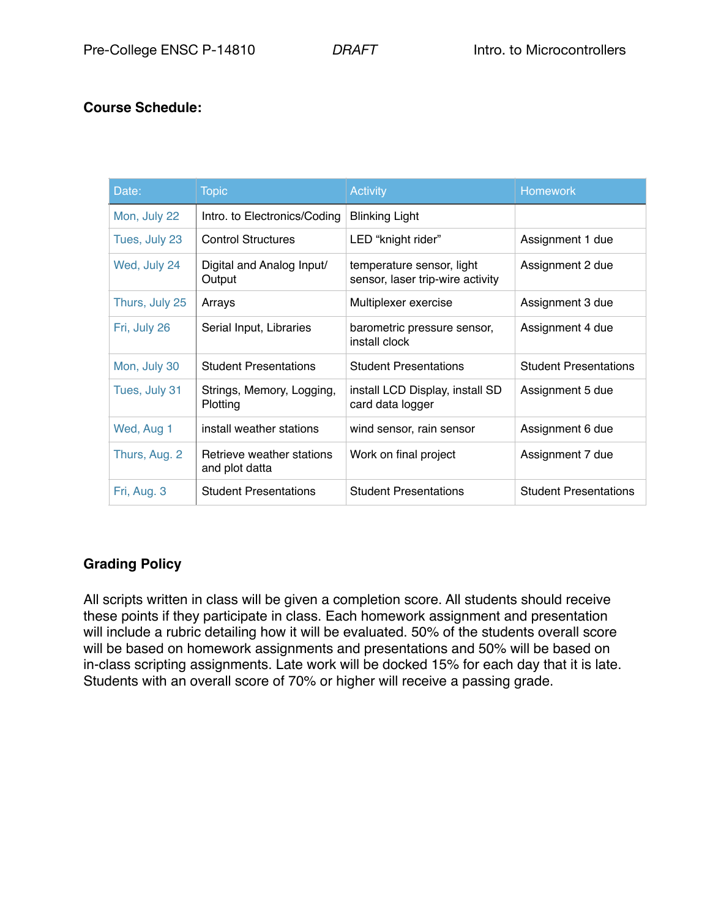**Course Schedule:**

| Date: | Topic | Activity | Homework |
|---|---|---|---|
| Mon, July 22 | Intro. to Electronics/Coding | Blinking Light | |
| Tues, July 23 | Control Structures | LED “knight rider” | Assignment 1 due |
| Wed, July 24 | Digital and Analog Input/ Output | temperature sensor, light sensor, laser trip-wire activity | Assignment 2 due |
| Thurs, July 25 | Arrays | Multiplexer exercise | Assignment 3 due |
| Fri, July 26 | Serial Input, Libraries | barometric pressure sensor, install clock | Assignment 4 due |
| Mon, July 30 | Student Presentations | Student Presentations | Student Presentations |
| Tues, July 31 | Strings, Memory, Logging, Plotting | install LCD Display, install SD card data logger | Assignment 5 due |
| Wed, Aug 1 | install weather stations | wind sensor, rain sensor | Assignment 6 due |
| Thurs, Aug. 2 | Retrieve weather stations and plot datta | Work on final project | Assignment 7 due |
| Fri, Aug. 3 | Student Presentations | Student Presentations | Student Presentations |

**Grading Policy**

All scripts written in class will be given a completion score. All students should receive these points if they participate in class. Each homework assignment and presentation will include a rubric detailing how it will be evaluated. 50% of the students overall score will be based on homework assignments and presentations and 50% will be based on in-class scripting assignments. Late work will be docked 15% for each day that it is late. Students with an overall score of 70% or higher will receive a passing grade.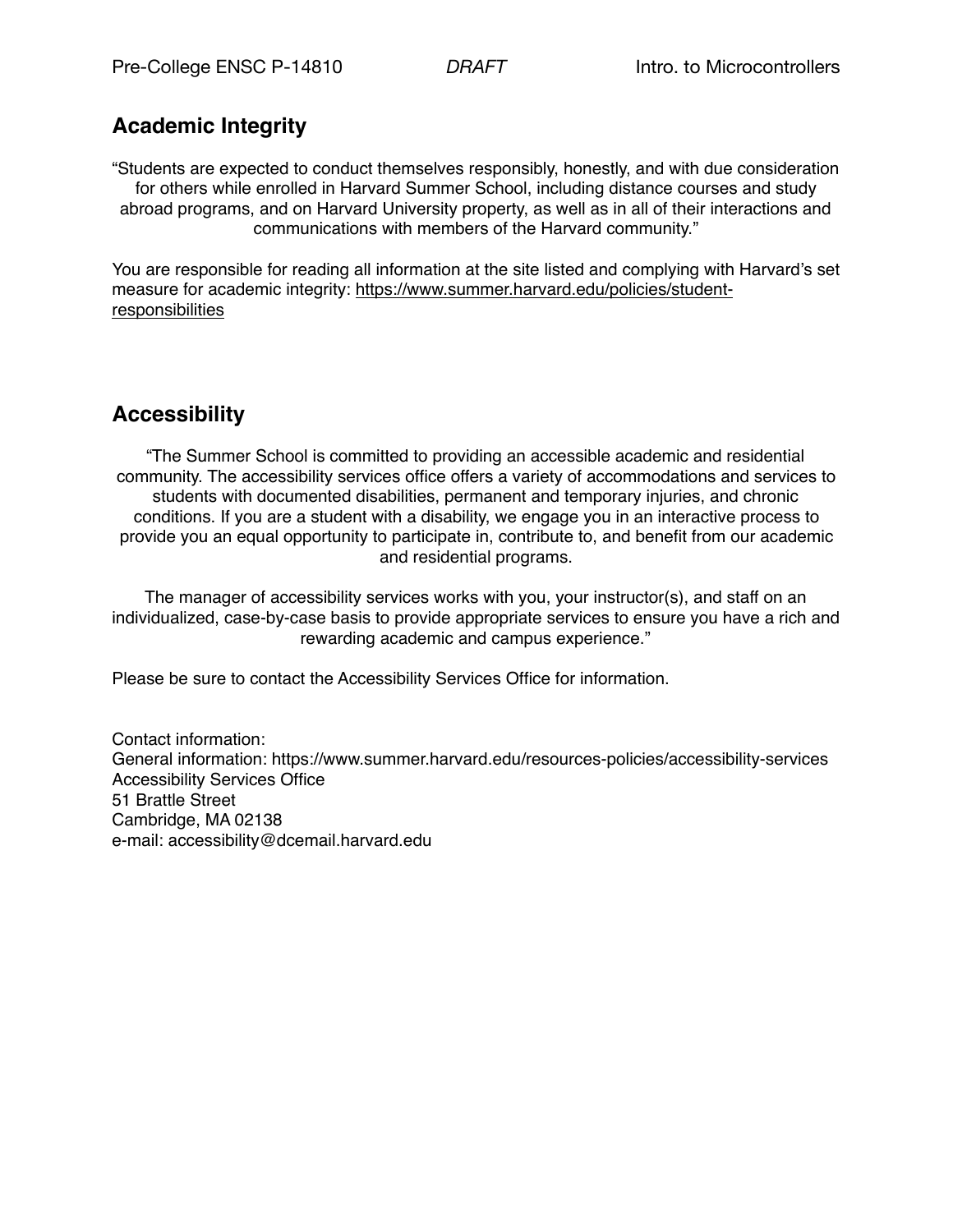## Academic Integrity

"Students are expected to conduct themselves responsibly, honestly, and with due consideration for others while enrolled in Harvard Summer School, including distance courses and study abroad programs, and on Harvard University property, as well as in all of their interactions and communications with members of the Harvard community."

You are responsible for reading all information at the site listed and complying with Harvard's set measure for academic integrity: https://www.summer.harvard.edu/policies/student-responsibilities

## Accessibility

"The Summer School is committed to providing an accessible academic and residential community. The accessibility services office offers a variety of accommodations and services to students with documented disabilities, permanent and temporary injuries, and chronic conditions. If you are a student with a disability, we engage you in an interactive process to provide you an equal opportunity to participate in, contribute to, and benefit from our academic and residential programs.

The manager of accessibility services works with you, your instructor(s), and staff on an individualized, case-by-case basis to provide appropriate services to ensure you have a rich and rewarding academic and campus experience."

Please be sure to contact the Accessibility Services Office for information.

Contact information:  
General information: https://www.summer.harvard.edu/resources-policies/accessibility-services  
Accessibility Services Office  
51 Brattle Street  
Cambridge, MA 02138  
e-mail: accessibility@dcemail.harvard.edu